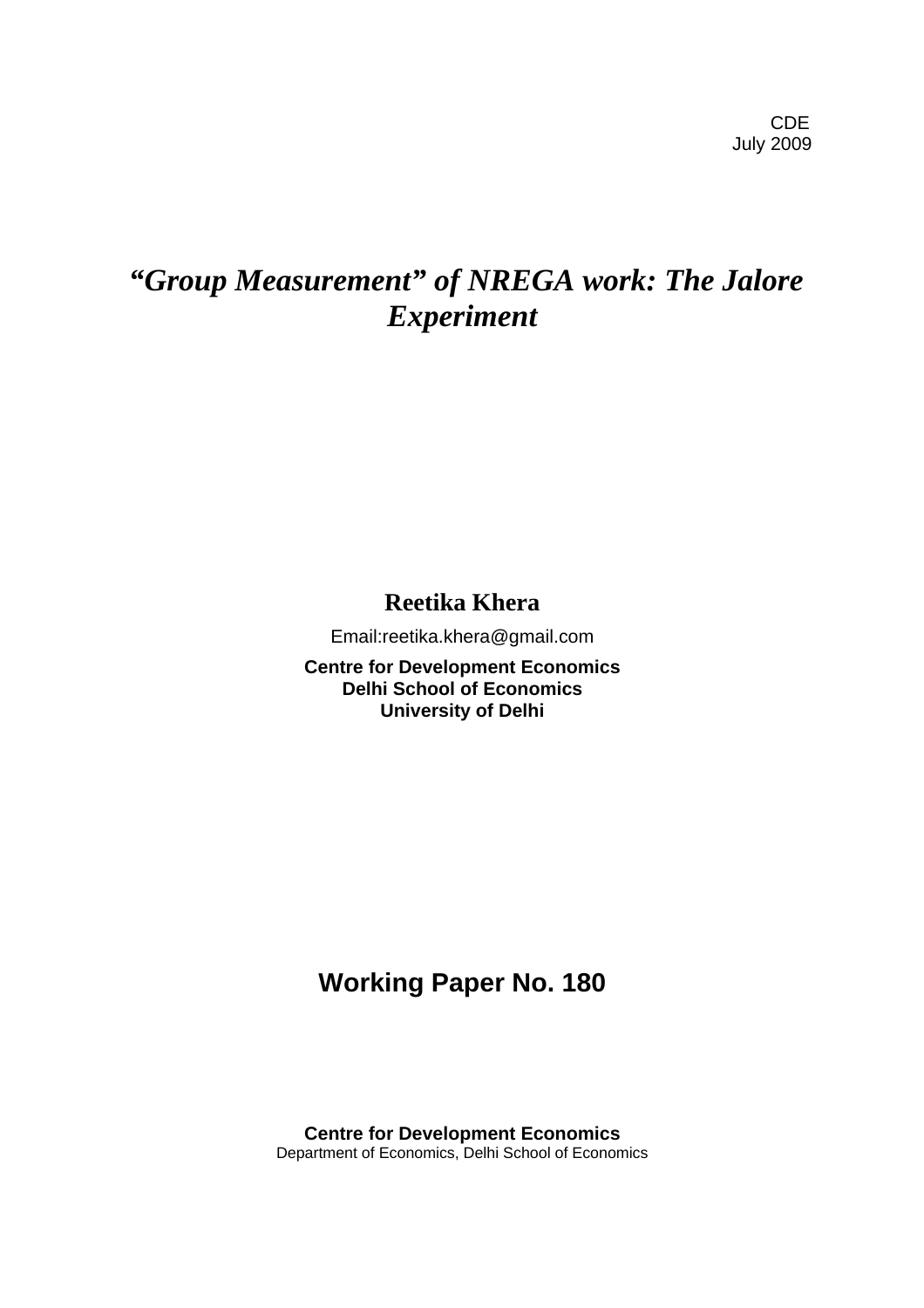CDE
July 2009

# *"Group Measurement" of NREGA work: The Jalore Experiment*

**Reetika Khera**

Email:reetika.khera@gmail.com

**Centre for Development Economics**
**Delhi School of Economics**
**University of Delhi**

## Working Paper No. 180

**Centre for Development Economics**
Department of Economics, Delhi School of Economics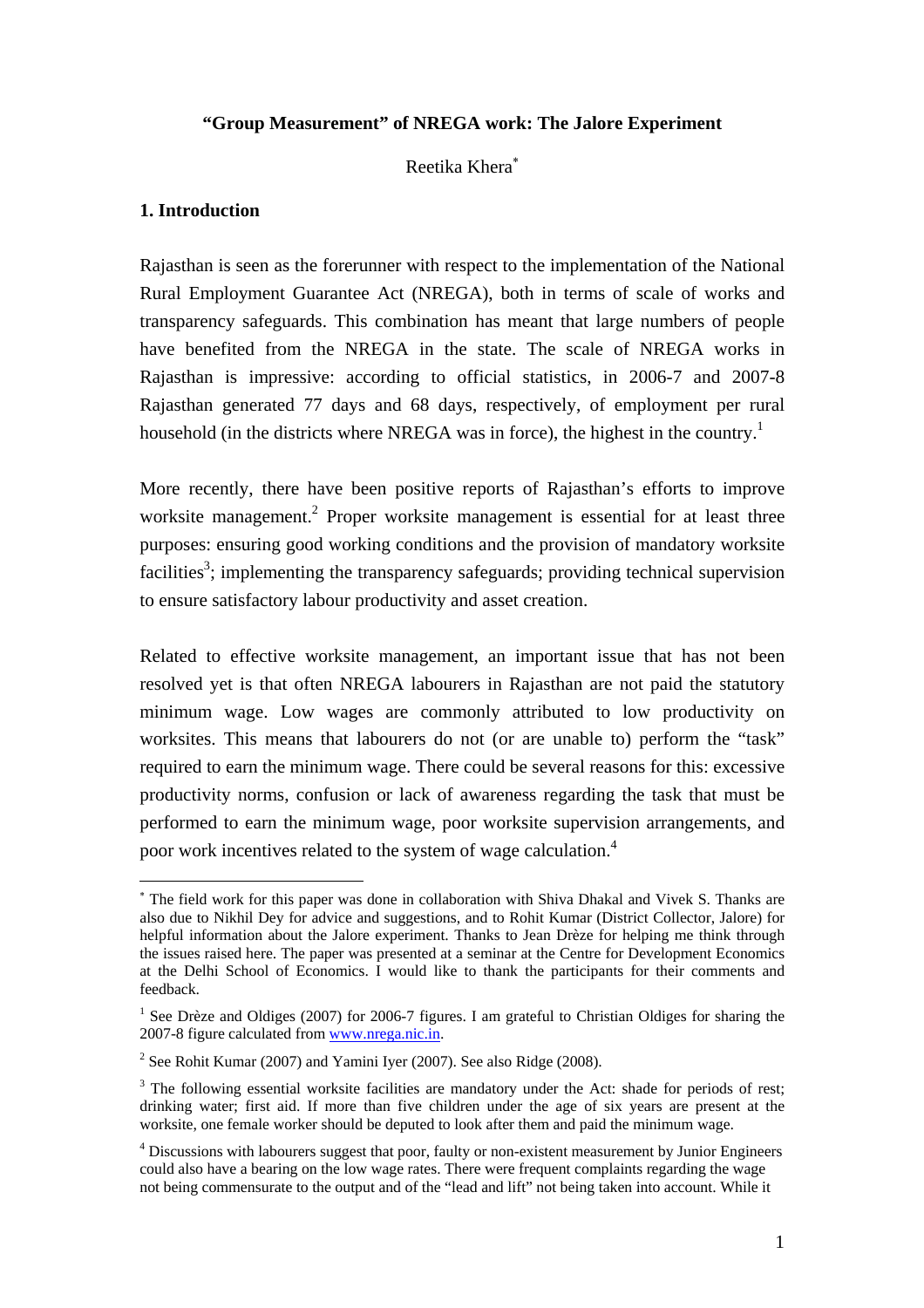**"Group Measurement" of NREGA work: The Jalore Experiment**

Reetika Khera*

## 1. Introduction

Rajasthan is seen as the forerunner with respect to the implementation of the National Rural Employment Guarantee Act (NREGA), both in terms of scale of works and transparency safeguards. This combination has meant that large numbers of people have benefited from the NREGA in the state. The scale of NREGA works in Rajasthan is impressive: according to official statistics, in 2006-7 and 2007-8 Rajasthan generated 77 days and 68 days, respectively, of employment per rural household (in the districts where NREGA was in force), the highest in the country.[1]

More recently, there have been positive reports of Rajasthan's efforts to improve worksite management.[2] Proper worksite management is essential for at least three purposes: ensuring good working conditions and the provision of mandatory worksite facilities[3]; implementing the transparency safeguards; providing technical supervision to ensure satisfactory labour productivity and asset creation.

Related to effective worksite management, an important issue that has not been resolved yet is that often NREGA labourers in Rajasthan are not paid the statutory minimum wage. Low wages are commonly attributed to low productivity on worksites. This means that labourers do not (or are unable to) perform the "task" required to earn the minimum wage. There could be several reasons for this: excessive productivity norms, confusion or lack of awareness regarding the task that must be performed to earn the minimum wage, poor worksite supervision arrangements, and poor work incentives related to the system of wage calculation.[4]

---

* The field work for this paper was done in collaboration with Shiva Dhakal and Vivek S. Thanks are also due to Nikhil Dey for advice and suggestions, and to Rohit Kumar (District Collector, Jalore) for helpful information about the Jalore experiment. Thanks to Jean Drèze for helping me think through the issues raised here. The paper was presented at a seminar at the Centre for Development Economics at the Delhi School of Economics. I would like to thank the participants for their comments and feedback.

[1] See Drèze and Oldiges (2007) for 2006-7 figures. I am grateful to Christian Oldiges for sharing the 2007-8 figure calculated from www.nrega.nic.in.

[2] See Rohit Kumar (2007) and Yamini Iyer (2007). See also Ridge (2008).

[3] The following essential worksite facilities are mandatory under the Act: shade for periods of rest; drinking water; first aid. If more than five children under the age of six years are present at the worksite, one female worker should be deputed to look after them and paid the minimum wage.

[4] Discussions with labourers suggest that poor, faulty or non-existent measurement by Junior Engineers could also have a bearing on the low wage rates. There were frequent complaints regarding the wage not being commensurate to the output and of the "lead and lift" not being taken into account. While it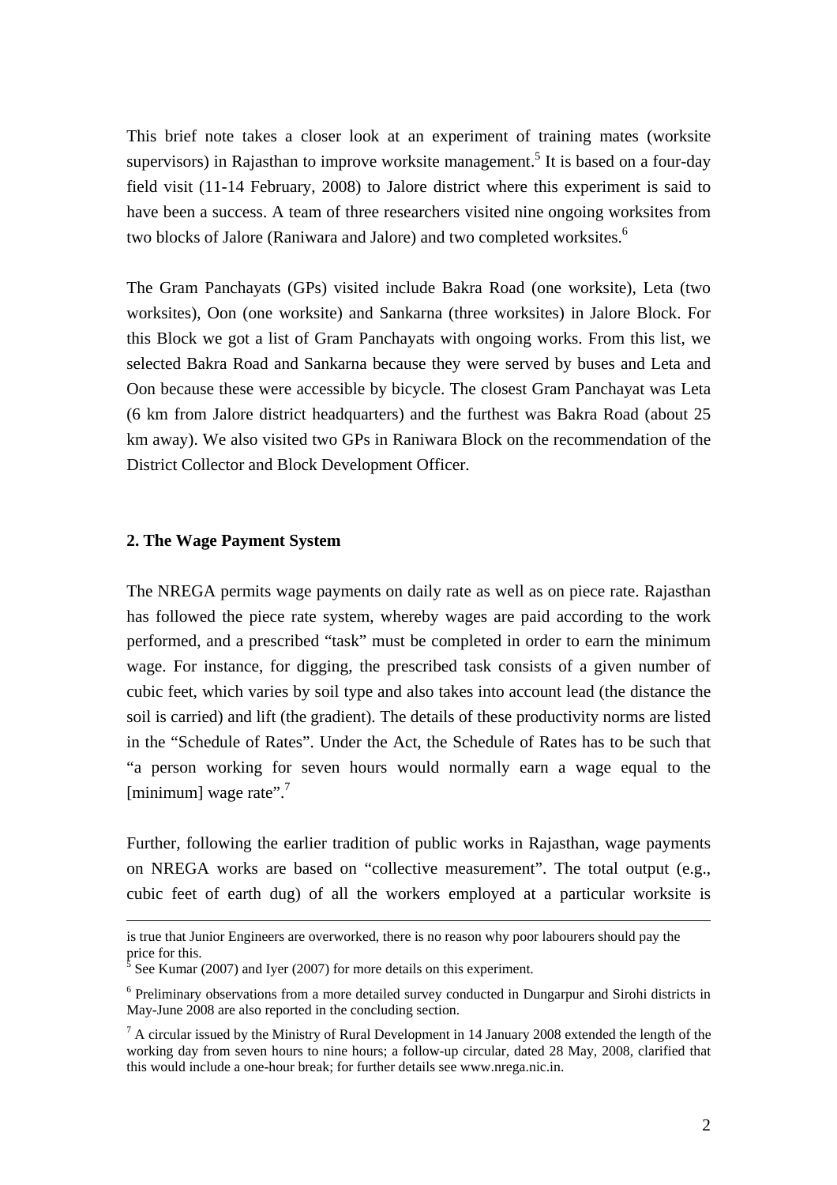This brief note takes a closer look at an experiment of training mates (worksite supervisors) in Rajasthan to improve worksite management.[5] It is based on a four-day field visit (11-14 February, 2008) to Jalore district where this experiment is said to have been a success. A team of three researchers visited nine ongoing worksites from two blocks of Jalore (Raniwara and Jalore) and two completed worksites.[6]

The Gram Panchayats (GPs) visited include Bakra Road (one worksite), Leta (two worksites), Oon (one worksite) and Sankarna (three worksites) in Jalore Block. For this Block we got a list of Gram Panchayats with ongoing works. From this list, we selected Bakra Road and Sankarna because they were served by buses and Leta and Oon because these were accessible by bicycle. The closest Gram Panchayat was Leta (6 km from Jalore district headquarters) and the furthest was Bakra Road (about 25 km away). We also visited two GPs in Raniwara Block on the recommendation of the District Collector and Block Development Officer.

## 2. The Wage Payment System

The NREGA permits wage payments on daily rate as well as on piece rate. Rajasthan has followed the piece rate system, whereby wages are paid according to the work performed, and a prescribed "task" must be completed in order to earn the minimum wage. For instance, for digging, the prescribed task consists of a given number of cubic feet, which varies by soil type and also takes into account lead (the distance the soil is carried) and lift (the gradient). The details of these productivity norms are listed in the "Schedule of Rates". Under the Act, the Schedule of Rates has to be such that "a person working for seven hours would normally earn a wage equal to the [minimum] wage rate".[7]

Further, following the earlier tradition of public works in Rajasthan, wage payments on NREGA works are based on "collective measurement". The total output (e.g., cubic feet of earth dug) of all the workers employed at a particular worksite is

---

is true that Junior Engineers are overworked, there is no reason why poor labourers should pay the price for this.

[5] See Kumar (2007) and Iyer (2007) for more details on this experiment.

[6] Preliminary observations from a more detailed survey conducted in Dungarpur and Sirohi districts in May-June 2008 are also reported in the concluding section.

[7] A circular issued by the Ministry of Rural Development in 14 January 2008 extended the length of the working day from seven hours to nine hours; a follow-up circular, dated 28 May, 2008, clarified that this would include a one-hour break; for further details see www.nrega.nic.in.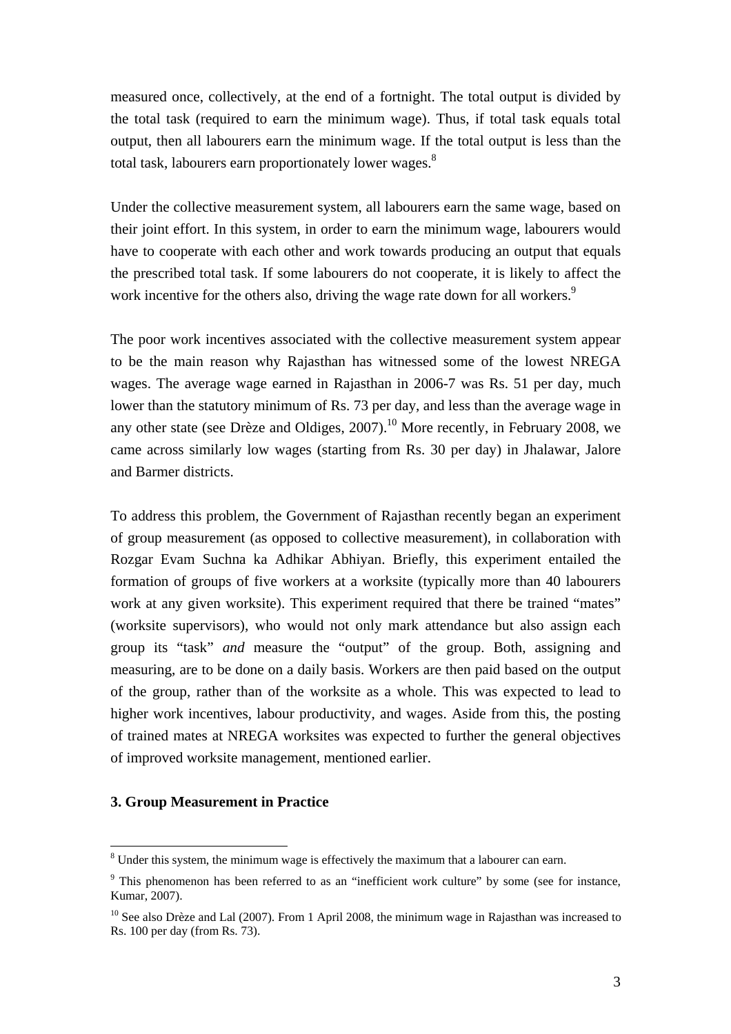measured once, collectively, at the end of a fortnight. The total output is divided by the total task (required to earn the minimum wage). Thus, if total task equals total output, then all labourers earn the minimum wage. If the total output is less than the total task, labourers earn proportionately lower wages.[8]

Under the collective measurement system, all labourers earn the same wage, based on their joint effort. In this system, in order to earn the minimum wage, labourers would have to cooperate with each other and work towards producing an output that equals the prescribed total task. If some labourers do not cooperate, it is likely to affect the work incentive for the others also, driving the wage rate down for all workers.[9]

The poor work incentives associated with the collective measurement system appear to be the main reason why Rajasthan has witnessed some of the lowest NREGA wages. The average wage earned in Rajasthan in 2006-7 was Rs. 51 per day, much lower than the statutory minimum of Rs. 73 per day, and less than the average wage in any other state (see Drèze and Oldiges, 2007).[10] More recently, in February 2008, we came across similarly low wages (starting from Rs. 30 per day) in Jhalawar, Jalore and Barmer districts.

To address this problem, the Government of Rajasthan recently began an experiment of group measurement (as opposed to collective measurement), in collaboration with Rozgar Evam Suchna ka Adhikar Abhiyan. Briefly, this experiment entailed the formation of groups of five workers at a worksite (typically more than 40 labourers work at any given worksite). This experiment required that there be trained "mates" (worksite supervisors), who would not only mark attendance but also assign each group its "task" *and* measure the "output" of the group. Both, assigning and measuring, are to be done on a daily basis. Workers are then paid based on the output of the group, rather than of the worksite as a whole. This was expected to lead to higher work incentives, labour productivity, and wages. Aside from this, the posting of trained mates at NREGA worksites was expected to further the general objectives of improved worksite management, mentioned earlier.

### 3. Group Measurement in Practice

---

[8] Under this system, the minimum wage is effectively the maximum that a labourer can earn.

[9] This phenomenon has been referred to as an "inefficient work culture" by some (see for instance, Kumar, 2007).

[10] See also Drèze and Lal (2007). From 1 April 2008, the minimum wage in Rajasthan was increased to Rs. 100 per day (from Rs. 73).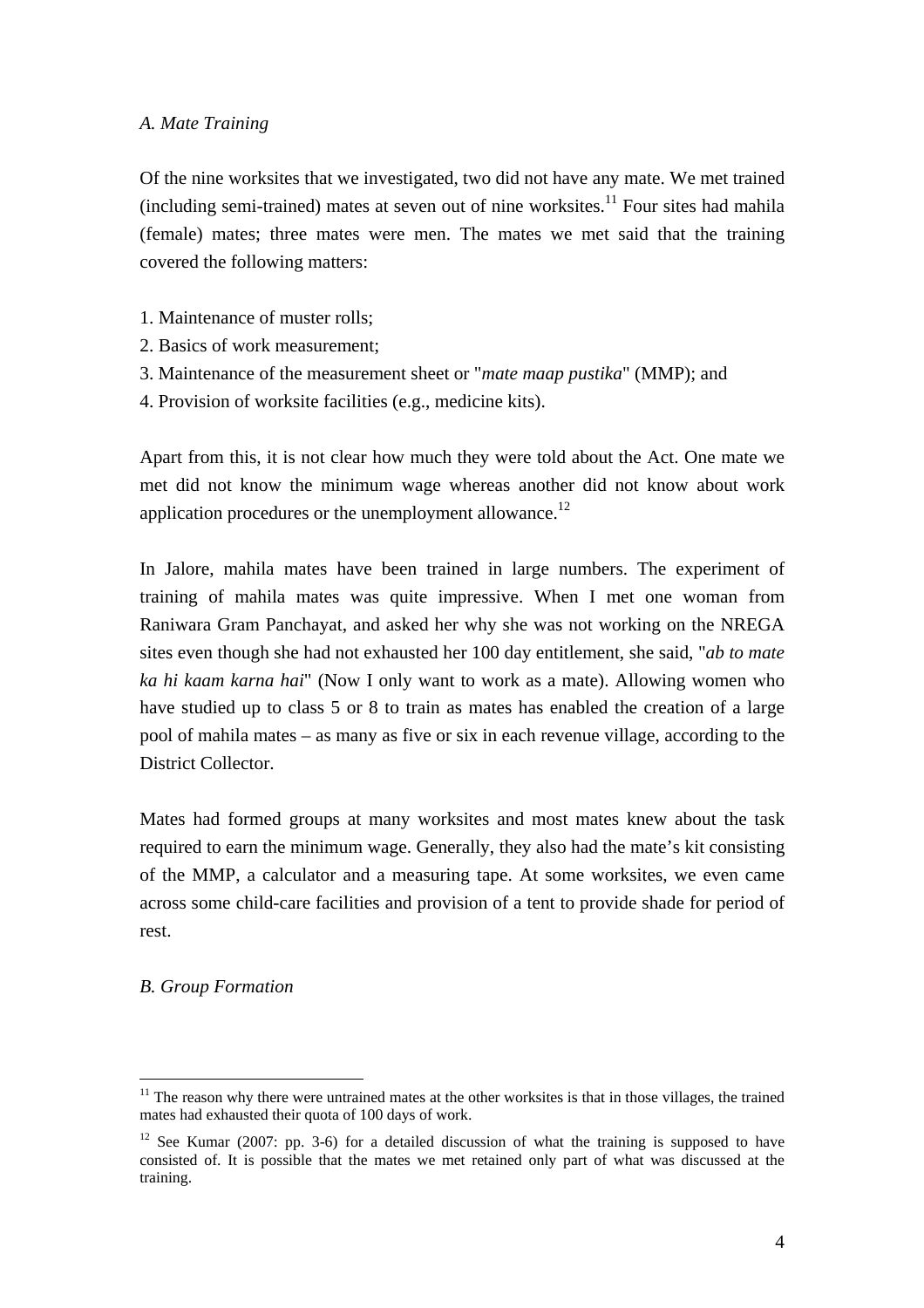*A. Mate Training*

Of the nine worksites that we investigated, two did not have any mate. We met trained (including semi-trained) mates at seven out of nine worksites.[11] Four sites had mahila (female) mates; three mates were men. The mates we met said that the training covered the following matters:

1. Maintenance of muster rolls;
2. Basics of work measurement;
3. Maintenance of the measurement sheet or "*mate maap pustika*" (MMP); and
4. Provision of worksite facilities (e.g., medicine kits).

Apart from this, it is not clear how much they were told about the Act. One mate we met did not know the minimum wage whereas another did not know about work application procedures or the unemployment allowance.[12]

In Jalore, mahila mates have been trained in large numbers. The experiment of training of mahila mates was quite impressive. When I met one woman from Raniwara Gram Panchayat, and asked her why she was not working on the NREGA sites even though she had not exhausted her 100 day entitlement, she said, "*ab to mate ka hi kaam karna hai*" (Now I only want to work as a mate). Allowing women who have studied up to class 5 or 8 to train as mates has enabled the creation of a large pool of mahila mates – as many as five or six in each revenue village, according to the District Collector.

Mates had formed groups at many worksites and most mates knew about the task required to earn the minimum wage. Generally, they also had the mate's kit consisting of the MMP, a calculator and a measuring tape. At some worksites, we even came across some child-care facilities and provision of a tent to provide shade for period of rest.

*B. Group Formation*

---

[11] The reason why there were untrained mates at the other worksites is that in those villages, the trained mates had exhausted their quota of 100 days of work.

[12] See Kumar (2007: pp. 3-6) for a detailed discussion of what the training is supposed to have consisted of. It is possible that the mates we met retained only part of what was discussed at the training.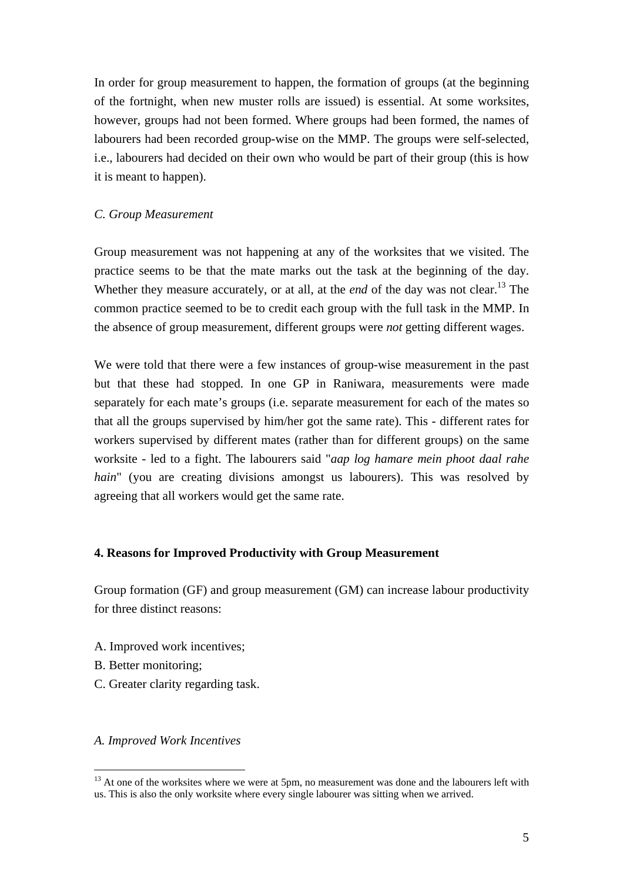In order for group measurement to happen, the formation of groups (at the beginning of the fortnight, when new muster rolls are issued) is essential. At some worksites, however, groups had not been formed. Where groups had been formed, the names of labourers had been recorded group-wise on the MMP. The groups were self-selected, i.e., labourers had decided on their own who would be part of their group (this is how it is meant to happen).

### *C. Group Measurement*

Group measurement was not happening at any of the worksites that we visited. The practice seems to be that the mate marks out the task at the beginning of the day. Whether they measure accurately, or at all, at the *end* of the day was not clear.[13] The common practice seemed to be to credit each group with the full task in the MMP. In the absence of group measurement, different groups were *not* getting different wages.

We were told that there were a few instances of group-wise measurement in the past but that these had stopped. In one GP in Raniwara, measurements were made separately for each mate's groups (i.e. separate measurement for each of the mates so that all the groups supervised by him/her got the same rate). This - different rates for workers supervised by different mates (rather than for different groups) on the same worksite - led to a fight. The labourers said "*aap log hamare mein phoot daal rahe hain*" (you are creating divisions amongst us labourers). This was resolved by agreeing that all workers would get the same rate.

## 4. Reasons for Improved Productivity with Group Measurement

Group formation (GF) and group measurement (GM) can increase labour productivity for three distinct reasons:

A. Improved work incentives;
B. Better monitoring;
C. Greater clarity regarding task.

### *A. Improved Work Incentives*

[13] At one of the worksites where we were at 5pm, no measurement was done and the labourers left with us. This is also the only worksite where every single labourer was sitting when we arrived.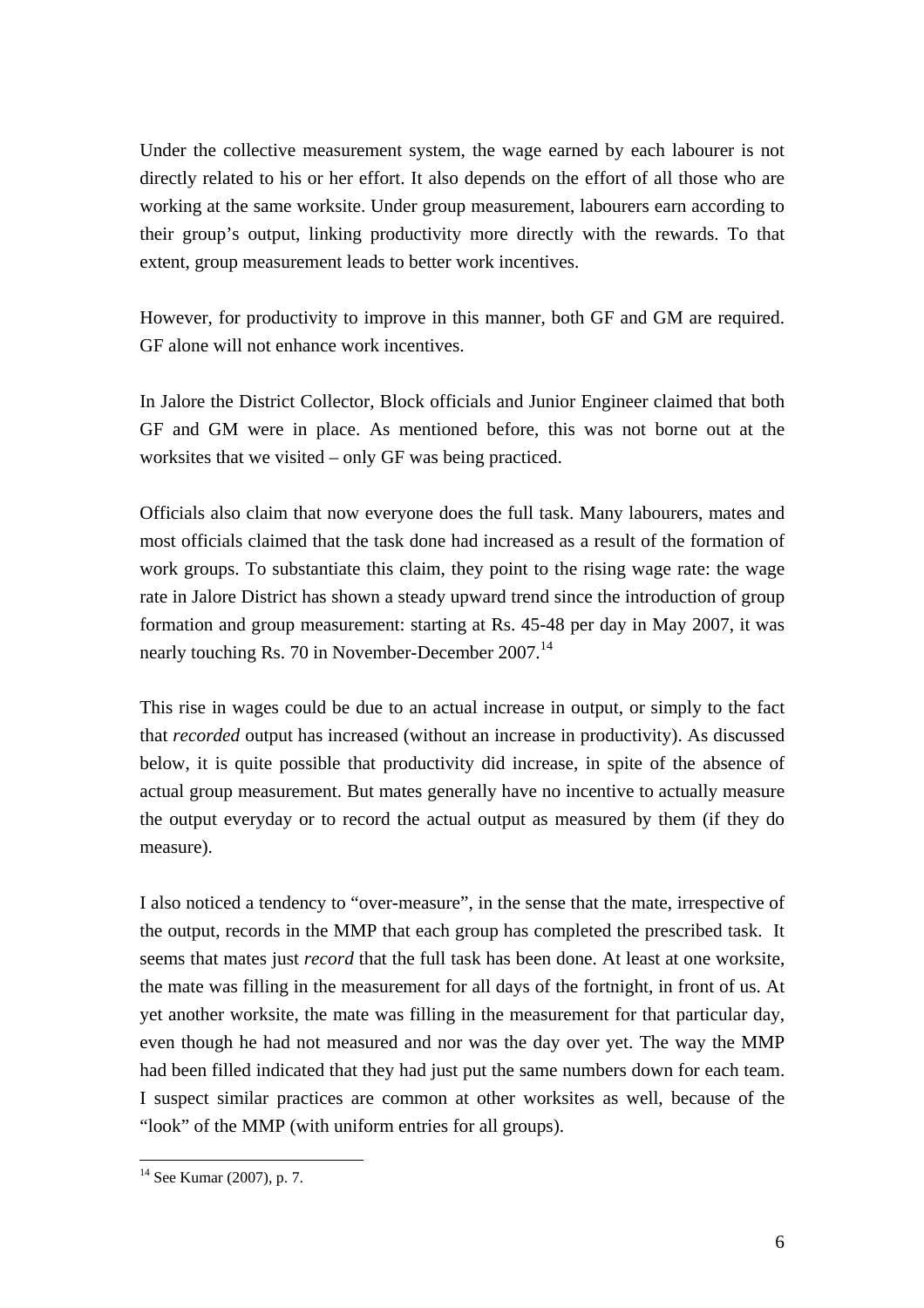Under the collective measurement system, the wage earned by each labourer is not directly related to his or her effort. It also depends on the effort of all those who are working at the same worksite. Under group measurement, labourers earn according to their group's output, linking productivity more directly with the rewards. To that extent, group measurement leads to better work incentives.

However, for productivity to improve in this manner, both GF and GM are required. GF alone will not enhance work incentives.

In Jalore the District Collector, Block officials and Junior Engineer claimed that both GF and GM were in place. As mentioned before, this was not borne out at the worksites that we visited – only GF was being practiced.

Officials also claim that now everyone does the full task. Many labourers, mates and most officials claimed that the task done had increased as a result of the formation of work groups. To substantiate this claim, they point to the rising wage rate: the wage rate in Jalore District has shown a steady upward trend since the introduction of group formation and group measurement: starting at Rs. 45-48 per day in May 2007, it was nearly touching Rs. 70 in November-December 2007.[14]

This rise in wages could be due to an actual increase in output, or simply to the fact that *recorded* output has increased (without an increase in productivity). As discussed below, it is quite possible that productivity did increase, in spite of the absence of actual group measurement. But mates generally have no incentive to actually measure the output everyday or to record the actual output as measured by them (if they do measure).

I also noticed a tendency to "over-measure", in the sense that the mate, irrespective of the output, records in the MMP that each group has completed the prescribed task. It seems that mates just *record* that the full task has been done. At least at one worksite, the mate was filling in the measurement for all days of the fortnight, in front of us. At yet another worksite, the mate was filling in the measurement for that particular day, even though he had not measured and nor was the day over yet. The way the MMP had been filled indicated that they had just put the same numbers down for each team. I suspect similar practices are common at other worksites as well, because of the "look" of the MMP (with uniform entries for all groups).

---

[14] See Kumar (2007), p. 7.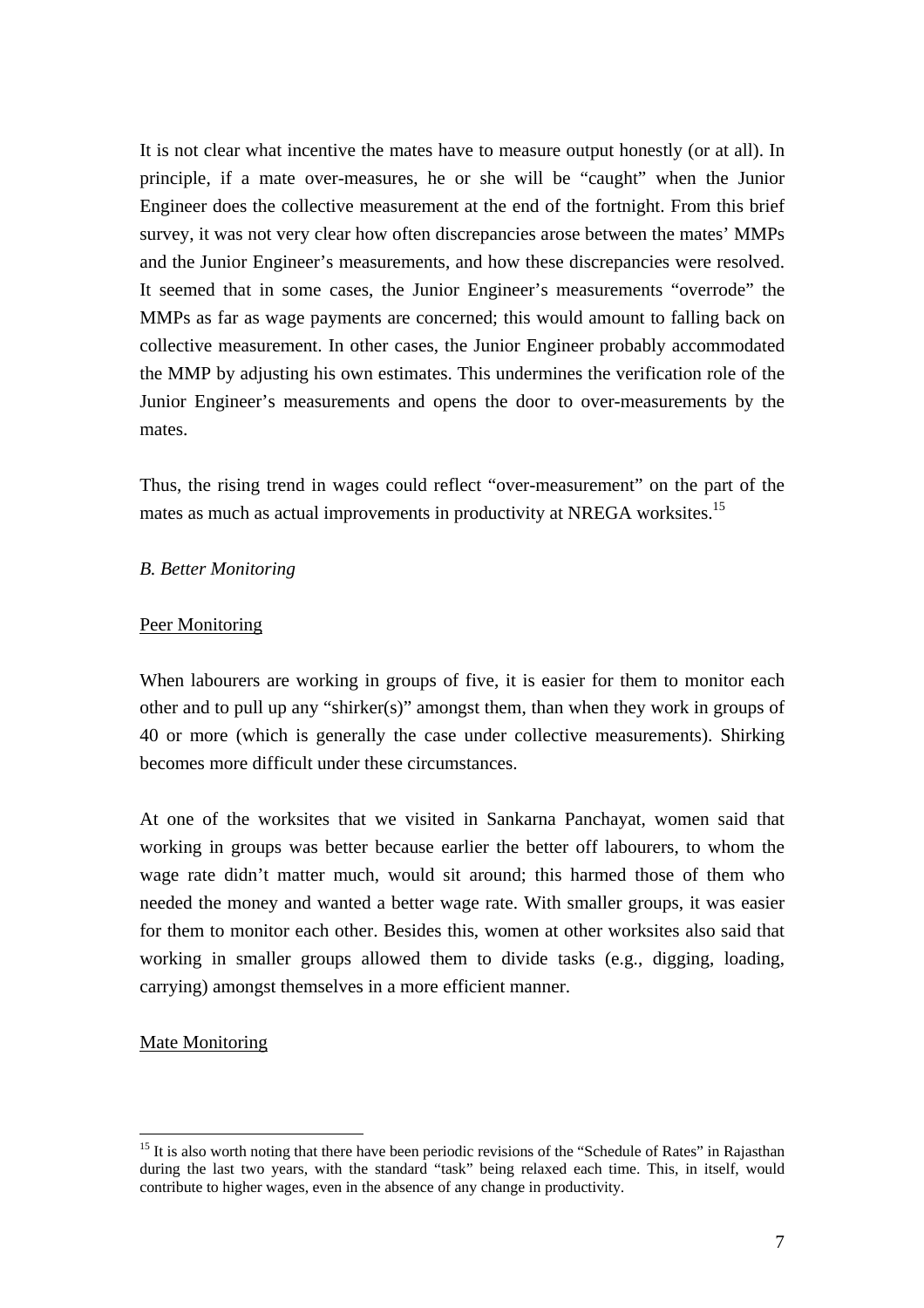It is not clear what incentive the mates have to measure output honestly (or at all). In principle, if a mate over-measures, he or she will be "caught" when the Junior Engineer does the collective measurement at the end of the fortnight. From this brief survey, it was not very clear how often discrepancies arose between the mates' MMPs and the Junior Engineer's measurements, and how these discrepancies were resolved. It seemed that in some cases, the Junior Engineer's measurements "overrode" the MMPs as far as wage payments are concerned; this would amount to falling back on collective measurement. In other cases, the Junior Engineer probably accommodated the MMP by adjusting his own estimates. This undermines the verification role of the Junior Engineer's measurements and opens the door to over-measurements by the mates.

Thus, the rising trend in wages could reflect "over-measurement" on the part of the mates as much as actual improvements in productivity at NREGA worksites.[15]

*B. Better Monitoring*

<u>Peer Monitoring</u>

When labourers are working in groups of five, it is easier for them to monitor each other and to pull up any "shirker(s)" amongst them, than when they work in groups of 40 or more (which is generally the case under collective measurements). Shirking becomes more difficult under these circumstances.

At one of the worksites that we visited in Sankarna Panchayat, women said that working in groups was better because earlier the better off labourers, to whom the wage rate didn't matter much, would sit around; this harmed those of them who needed the money and wanted a better wage rate. With smaller groups, it was easier for them to monitor each other. Besides this, women at other worksites also said that working in smaller groups allowed them to divide tasks (e.g., digging, loading, carrying) amongst themselves in a more efficient manner.

<u>Mate Monitoring</u>

[15] It is also worth noting that there have been periodic revisions of the "Schedule of Rates" in Rajasthan during the last two years, with the standard "task" being relaxed each time. This, in itself, would contribute to higher wages, even in the absence of any change in productivity.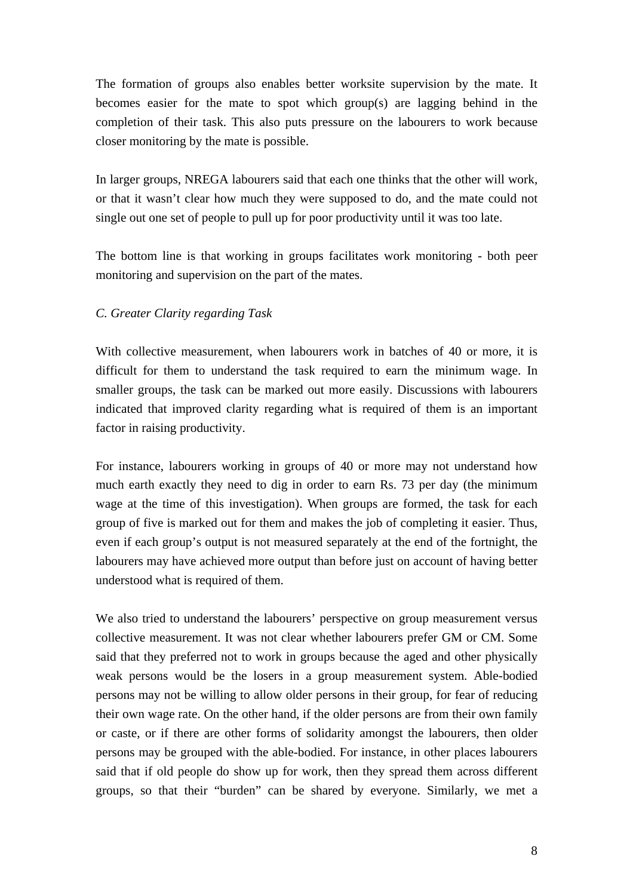The formation of groups also enables better worksite supervision by the mate. It becomes easier for the mate to spot which group(s) are lagging behind in the completion of their task. This also puts pressure on the labourers to work because closer monitoring by the mate is possible.

In larger groups, NREGA labourers said that each one thinks that the other will work, or that it wasn't clear how much they were supposed to do, and the mate could not single out one set of people to pull up for poor productivity until it was too late.

The bottom line is that working in groups facilitates work monitoring - both peer monitoring and supervision on the part of the mates.

*C. Greater Clarity regarding Task*

With collective measurement, when labourers work in batches of 40 or more, it is difficult for them to understand the task required to earn the minimum wage. In smaller groups, the task can be marked out more easily. Discussions with labourers indicated that improved clarity regarding what is required of them is an important factor in raising productivity.

For instance, labourers working in groups of 40 or more may not understand how much earth exactly they need to dig in order to earn Rs. 73 per day (the minimum wage at the time of this investigation). When groups are formed, the task for each group of five is marked out for them and makes the job of completing it easier. Thus, even if each group's output is not measured separately at the end of the fortnight, the labourers may have achieved more output than before just on account of having better understood what is required of them.

We also tried to understand the labourers' perspective on group measurement versus collective measurement. It was not clear whether labourers prefer GM or CM. Some said that they preferred not to work in groups because the aged and other physically weak persons would be the losers in a group measurement system. Able-bodied persons may not be willing to allow older persons in their group, for fear of reducing their own wage rate. On the other hand, if the older persons are from their own family or caste, or if there are other forms of solidarity amongst the labourers, then older persons may be grouped with the able-bodied. For instance, in other places labourers said that if old people do show up for work, then they spread them across different groups, so that their "burden" can be shared by everyone. Similarly, we met a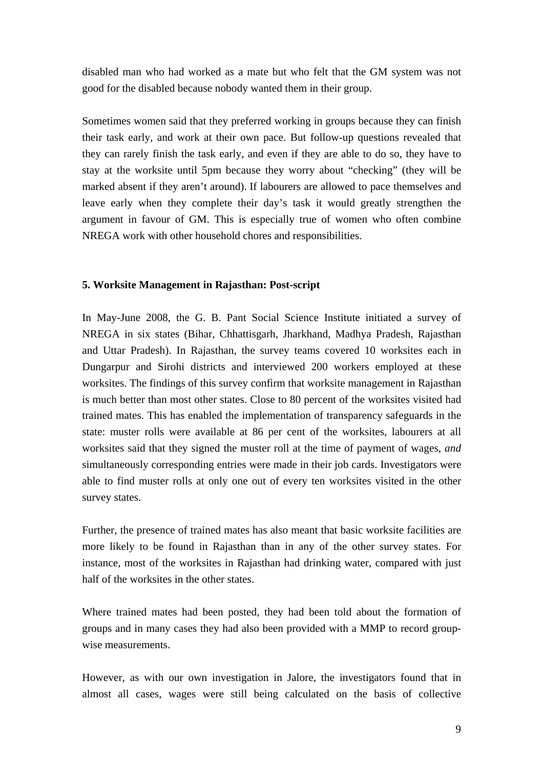disabled man who had worked as a mate but who felt that the GM system was not good for the disabled because nobody wanted them in their group.

Sometimes women said that they preferred working in groups because they can finish their task early, and work at their own pace. But follow-up questions revealed that they can rarely finish the task early, and even if they are able to do so, they have to stay at the worksite until 5pm because they worry about "checking" (they will be marked absent if they aren't around). If labourers are allowed to pace themselves and leave early when they complete their day's task it would greatly strengthen the argument in favour of GM. This is especially true of women who often combine NREGA work with other household chores and responsibilities.

**5. Worksite Management in Rajasthan: Post-script**

In May-June 2008, the G. B. Pant Social Science Institute initiated a survey of NREGA in six states (Bihar, Chhattisgarh, Jharkhand, Madhya Pradesh, Rajasthan and Uttar Pradesh). In Rajasthan, the survey teams covered 10 worksites each in Dungarpur and Sirohi districts and interviewed 200 workers employed at these worksites. The findings of this survey confirm that worksite management in Rajasthan is much better than most other states. Close to 80 percent of the worksites visited had trained mates. This has enabled the implementation of transparency safeguards in the state: muster rolls were available at 86 per cent of the worksites, labourers at all worksites said that they signed the muster roll at the time of payment of wages, *and* simultaneously corresponding entries were made in their job cards. Investigators were able to find muster rolls at only one out of every ten worksites visited in the other survey states.

Further, the presence of trained mates has also meant that basic worksite facilities are more likely to be found in Rajasthan than in any of the other survey states. For instance, most of the worksites in Rajasthan had drinking water, compared with just half of the worksites in the other states.

Where trained mates had been posted, they had been told about the formation of groups and in many cases they had also been provided with a MMP to record group-wise measurements.

However, as with our own investigation in Jalore, the investigators found that in almost all cases, wages were still being calculated on the basis of collective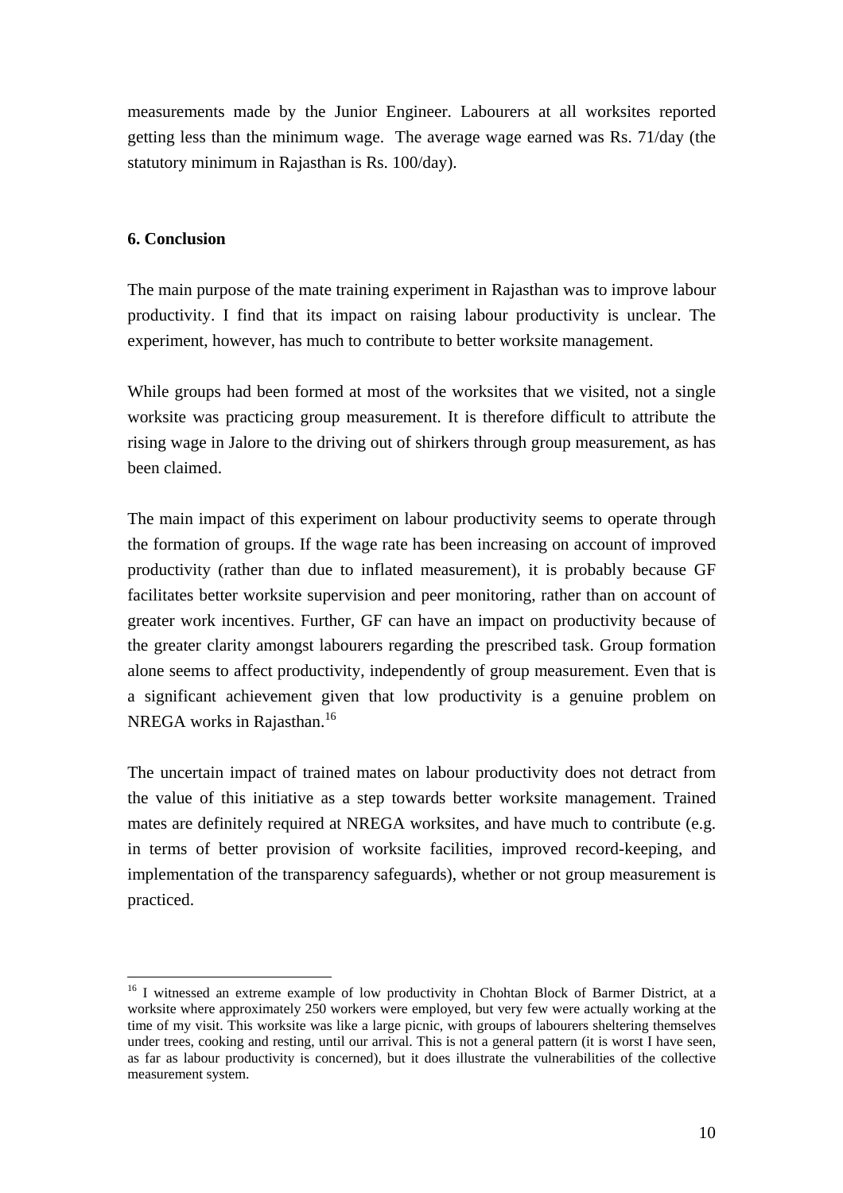measurements made by the Junior Engineer. Labourers at all worksites reported getting less than the minimum wage. The average wage earned was Rs. 71/day (the statutory minimum in Rajasthan is Rs. 100/day).

## 6. Conclusion

The main purpose of the mate training experiment in Rajasthan was to improve labour productivity. I find that its impact on raising labour productivity is unclear. The experiment, however, has much to contribute to better worksite management.

While groups had been formed at most of the worksites that we visited, not a single worksite was practicing group measurement. It is therefore difficult to attribute the rising wage in Jalore to the driving out of shirkers through group measurement, as has been claimed.

The main impact of this experiment on labour productivity seems to operate through the formation of groups. If the wage rate has been increasing on account of improved productivity (rather than due to inflated measurement), it is probably because GF facilitates better worksite supervision and peer monitoring, rather than on account of greater work incentives. Further, GF can have an impact on productivity because of the greater clarity amongst labourers regarding the prescribed task. Group formation alone seems to affect productivity, independently of group measurement. Even that is a significant achievement given that low productivity is a genuine problem on NREGA works in Rajasthan.[16]

The uncertain impact of trained mates on labour productivity does not detract from the value of this initiative as a step towards better worksite management. Trained mates are definitely required at NREGA worksites, and have much to contribute (e.g. in terms of better provision of worksite facilities, improved record-keeping, and implementation of the transparency safeguards), whether or not group measurement is practiced.

---

[16] I witnessed an extreme example of low productivity in Chohtan Block of Barmer District, at a worksite where approximately 250 workers were employed, but very few were actually working at the time of my visit. This worksite was like a large picnic, with groups of labourers sheltering themselves under trees, cooking and resting, until our arrival. This is not a general pattern (it is worst I have seen, as far as labour productivity is concerned), but it does illustrate the vulnerabilities of the collective measurement system.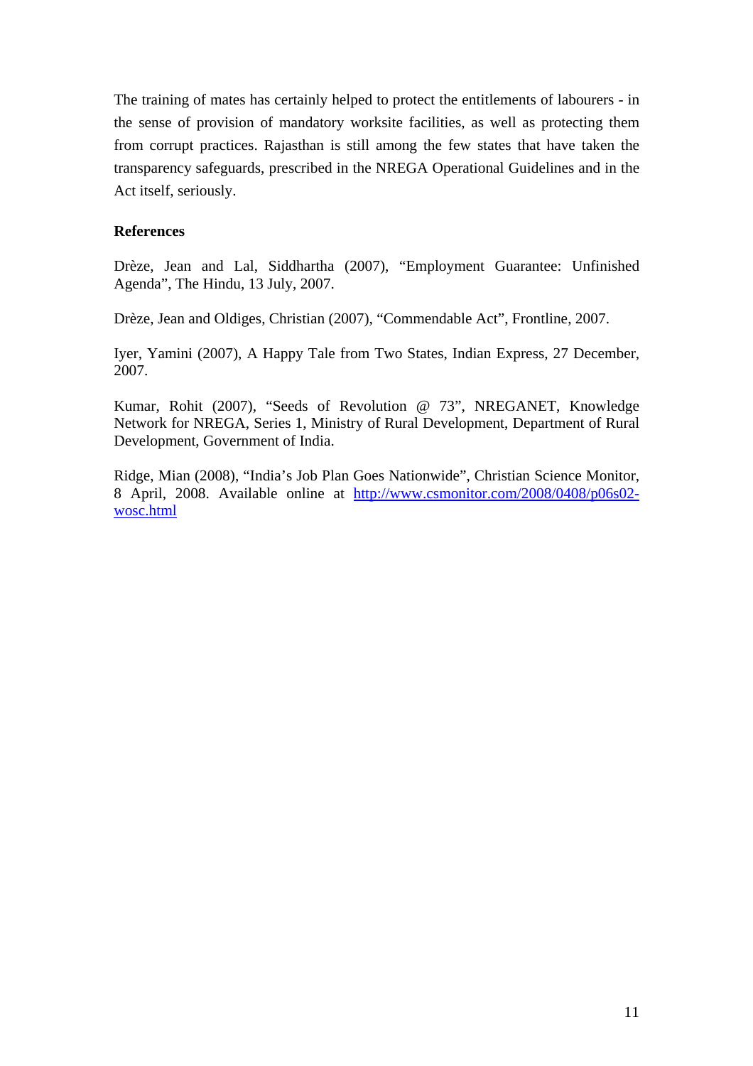The training of mates has certainly helped to protect the entitlements of labourers - in the sense of provision of mandatory worksite facilities, as well as protecting them from corrupt practices. Rajasthan is still among the few states that have taken the transparency safeguards, prescribed in the NREGA Operational Guidelines and in the Act itself, seriously.

**References**

Drèze, Jean and Lal, Siddhartha (2007), "Employment Guarantee: Unfinished Agenda", The Hindu, 13 July, 2007.

Drèze, Jean and Oldiges, Christian (2007), "Commendable Act", Frontline, 2007.

Iyer, Yamini (2007), A Happy Tale from Two States, Indian Express, 27 December, 2007.

Kumar, Rohit (2007), "Seeds of Revolution @ 73", NREGANET, Knowledge Network for NREGA, Series 1, Ministry of Rural Development, Department of Rural Development, Government of India.

Ridge, Mian (2008), "India's Job Plan Goes Nationwide", Christian Science Monitor, 8 April, 2008. Available online at http://www.csmonitor.com/2008/0408/p06s02-wosc.html